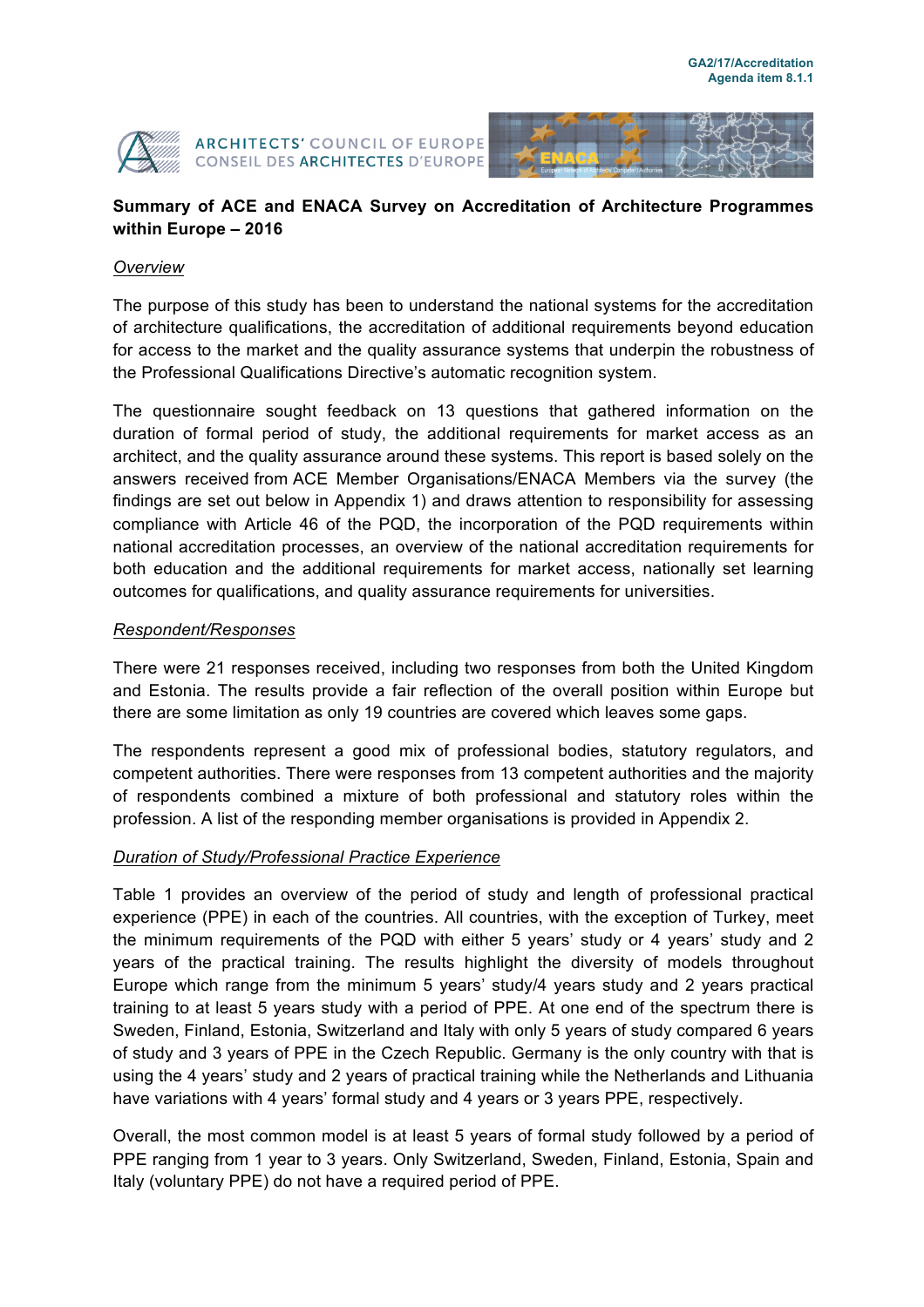GA2/17/Accreditation
Agenda item 8.1.1

ARCHITECTS' COUNCIL OF EUROPE
CONSEIL DES ARCHITECTES D'EUROPE

**Summary of ACE and ENACA Survey on Accreditation of Architecture Programmes within Europe – 2016**

*Overview*

The purpose of this study has been to understand the national systems for the accreditation of architecture qualifications, the accreditation of additional requirements beyond education for access to the market and the quality assurance systems that underpin the robustness of the Professional Qualifications Directive's automatic recognition system.

The questionnaire sought feedback on 13 questions that gathered information on the duration of formal period of study, the additional requirements for market access as an architect, and the quality assurance around these systems. This report is based solely on the answers received from ACE Member Organisations/ENACA Members via the survey (the findings are set out below in Appendix 1) and draws attention to responsibility for assessing compliance with Article 46 of the PQD, the incorporation of the PQD requirements within national accreditation processes, an overview of the national accreditation requirements for both education and the additional requirements for market access, nationally set learning outcomes for qualifications, and quality assurance requirements for universities.

*Respondent/Responses*

There were 21 responses received, including two responses from both the United Kingdom and Estonia. The results provide a fair reflection of the overall position within Europe but there are some limitation as only 19 countries are covered which leaves some gaps.

The respondents represent a good mix of professional bodies, statutory regulators, and competent authorities. There were responses from 13 competent authorities and the majority of respondents combined a mixture of both professional and statutory roles within the profession. A list of the responding member organisations is provided in Appendix 2.

*Duration of Study/Professional Practice Experience*

Table 1 provides an overview of the period of study and length of professional practical experience (PPE) in each of the countries. All countries, with the exception of Turkey, meet the minimum requirements of the PQD with either 5 years' study or 4 years' study and 2 years of the practical training. The results highlight the diversity of models throughout Europe which range from the minimum 5 years' study/4 years study and 2 years practical training to at least 5 years study with a period of PPE. At one end of the spectrum there is Sweden, Finland, Estonia, Switzerland and Italy with only 5 years of study compared 6 years of study and 3 years of PPE in the Czech Republic. Germany is the only country with that is using the 4 years' study and 2 years of practical training while the Netherlands and Lithuania have variations with 4 years' formal study and 4 years or 3 years PPE, respectively.

Overall, the most common model is at least 5 years of formal study followed by a period of PPE ranging from 1 year to 3 years. Only Switzerland, Sweden, Finland, Estonia, Spain and Italy (voluntary PPE) do not have a required period of PPE.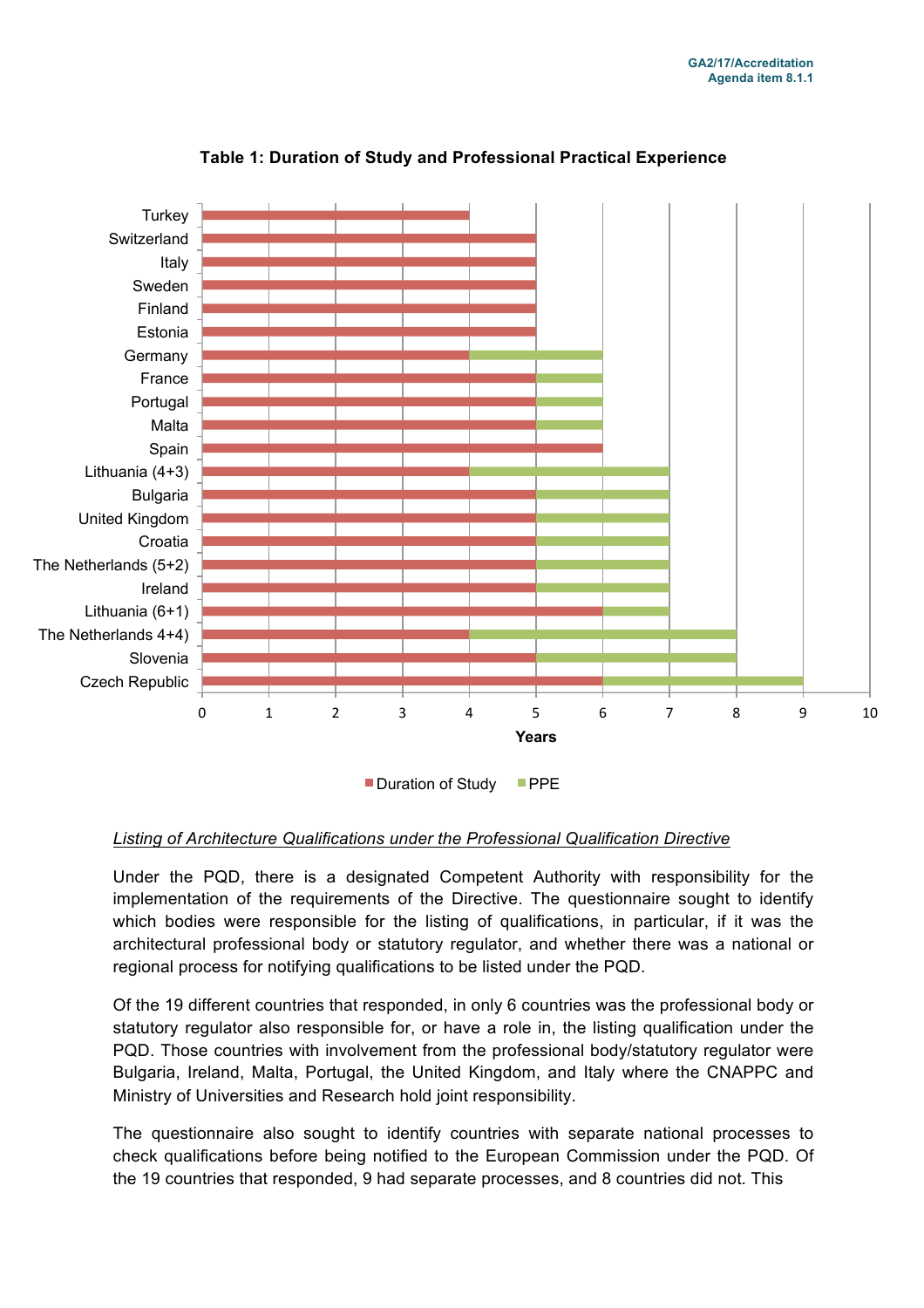**Table 1: Duration of Study and Professional Practical Experience**

| Country | Duration of Study (Years) | PPE (Years) |
|---|---|---|
| Turkey | 4 | |
| Switzerland | 5 | |
| Italy | 5 | |
| Sweden | 5 | |
| Finland | 5 | |
| Estonia | 5 | |
| Germany | 4 | 2 |
| France | 5 | 1 |
| Portugal | 5 | 1 |
| Malta | 5 | 1 |
| Spain | 6 | |
| Lithuania (4+3) | 4 | 3 |
| Bulgaria | 5 | 2 |
| United Kingdom | 5 | 2 |
| Croatia | 5 | 2 |
| The Netherlands (5+2) | 5 | 2 |
| Ireland | 5 | 2 |
| Lithuania (6+1) | 6 | 1 |
| The Netherlands 4+4) | 4 | 4 |
| Slovenia | 5 | 3 |
| Czech Republic | 6 | 3 |

*Listing of Architecture Qualifications under the Professional Qualification Directive*

Under the PQD, there is a designated Competent Authority with responsibility for the implementation of the requirements of the Directive. The questionnaire sought to identify which bodies were responsible for the listing of qualifications, in particular, if it was the architectural professional body or statutory regulator, and whether there was a national or regional process for notifying qualifications to be listed under the PQD.

Of the 19 different countries that responded, in only 6 countries was the professional body or statutory regulator also responsible for, or have a role in, the listing qualification under the PQD. Those countries with involvement from the professional body/statutory regulator were Bulgaria, Ireland, Malta, Portugal, the United Kingdom, and Italy where the CNAPPC and Ministry of Universities and Research hold joint responsibility.

The questionnaire also sought to identify countries with separate national processes to check qualifications before being notified to the European Commission under the PQD. Of the 19 countries that responded, 9 had separate processes, and 8 countries did not. This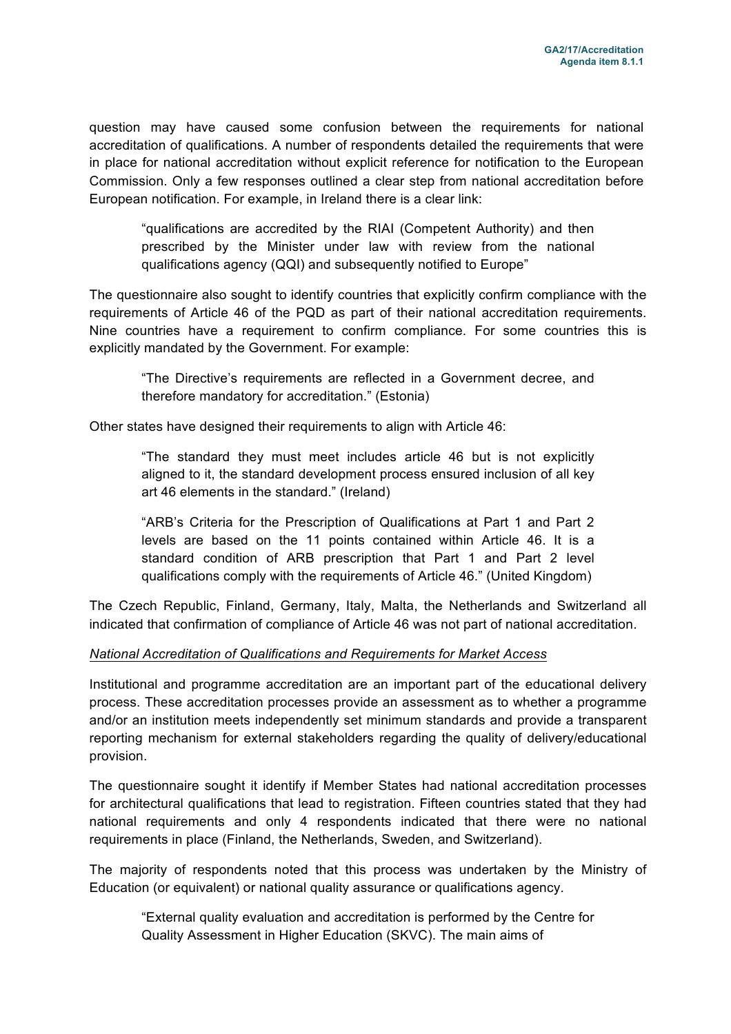question may have caused some confusion between the requirements for national accreditation of qualifications. A number of respondents detailed the requirements that were in place for national accreditation without explicit reference for notification to the European Commission. Only a few responses outlined a clear step from national accreditation before European notification. For example, in Ireland there is a clear link:

> "qualifications are accredited by the RIAI (Competent Authority) and then prescribed by the Minister under law with review from the national qualifications agency (QQI) and subsequently notified to Europe"

The questionnaire also sought to identify countries that explicitly confirm compliance with the requirements of Article 46 of the PQD as part of their national accreditation requirements. Nine countries have a requirement to confirm compliance. For some countries this is explicitly mandated by the Government. For example:

> "The Directive's requirements are reflected in a Government decree, and therefore mandatory for accreditation." (Estonia)

Other states have designed their requirements to align with Article 46:

> "The standard they must meet includes article 46 but is not explicitly aligned to it, the standard development process ensured inclusion of all key art 46 elements in the standard." (Ireland)

> "ARB's Criteria for the Prescription of Qualifications at Part 1 and Part 2 levels are based on the 11 points contained within Article 46. It is a standard condition of ARB prescription that Part 1 and Part 2 level qualifications comply with the requirements of Article 46." (United Kingdom)

The Czech Republic, Finland, Germany, Italy, Malta, the Netherlands and Switzerland all indicated that confirmation of compliance of Article 46 was not part of national accreditation.

*National Accreditation of Qualifications and Requirements for Market Access*

Institutional and programme accreditation are an important part of the educational delivery process. These accreditation processes provide an assessment as to whether a programme and/or an institution meets independently set minimum standards and provide a transparent reporting mechanism for external stakeholders regarding the quality of delivery/educational provision.

The questionnaire sought it identify if Member States had national accreditation processes for architectural qualifications that lead to registration. Fifteen countries stated that they had national requirements and only 4 respondents indicated that there were no national requirements in place (Finland, the Netherlands, Sweden, and Switzerland).

The majority of respondents noted that this process was undertaken by the Ministry of Education (or equivalent) or national quality assurance or qualifications agency.

> "External quality evaluation and accreditation is performed by the Centre for Quality Assessment in Higher Education (SKVC). The main aims of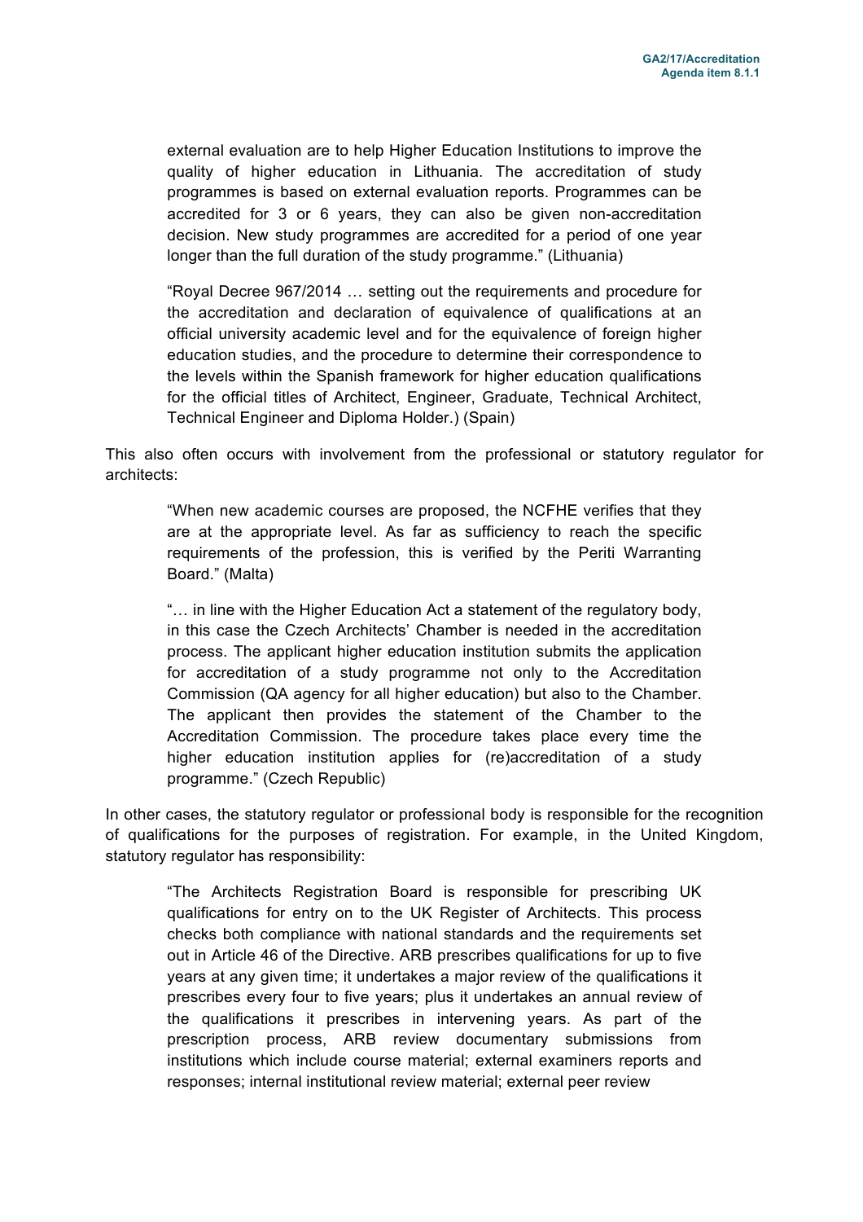> external evaluation are to help Higher Education Institutions to improve the quality of higher education in Lithuania. The accreditation of study programmes is based on external evaluation reports. Programmes can be accredited for 3 or 6 years, they can also be given non-accreditation decision. New study programmes are accredited for a period of one year longer than the full duration of the study programme." (Lithuania)

> "Royal Decree 967/2014 … setting out the requirements and procedure for the accreditation and declaration of equivalence of qualifications at an official university academic level and for the equivalence of foreign higher education studies, and the procedure to determine their correspondence to the levels within the Spanish framework for higher education qualifications for the official titles of Architect, Engineer, Graduate, Technical Architect, Technical Engineer and Diploma Holder.) (Spain)

This also often occurs with involvement from the professional or statutory regulator for architects:

> "When new academic courses are proposed, the NCFHE verifies that they are at the appropriate level. As far as sufficiency to reach the specific requirements of the profession, this is verified by the Periti Warranting Board." (Malta)

> "… in line with the Higher Education Act a statement of the regulatory body, in this case the Czech Architects' Chamber is needed in the accreditation process. The applicant higher education institution submits the application for accreditation of a study programme not only to the Accreditation Commission (QA agency for all higher education) but also to the Chamber. The applicant then provides the statement of the Chamber to the Accreditation Commission. The procedure takes place every time the higher education institution applies for (re)accreditation of a study programme." (Czech Republic)

In other cases, the statutory regulator or professional body is responsible for the recognition of qualifications for the purposes of registration. For example, in the United Kingdom, statutory regulator has responsibility:

> "The Architects Registration Board is responsible for prescribing UK qualifications for entry on to the UK Register of Architects. This process checks both compliance with national standards and the requirements set out in Article 46 of the Directive. ARB prescribes qualifications for up to five years at any given time; it undertakes a major review of the qualifications it prescribes every four to five years; plus it undertakes an annual review of the qualifications it prescribes in intervening years. As part of the prescription process, ARB review documentary submissions from institutions which include course material; external examiners reports and responses; internal institutional review material; external peer review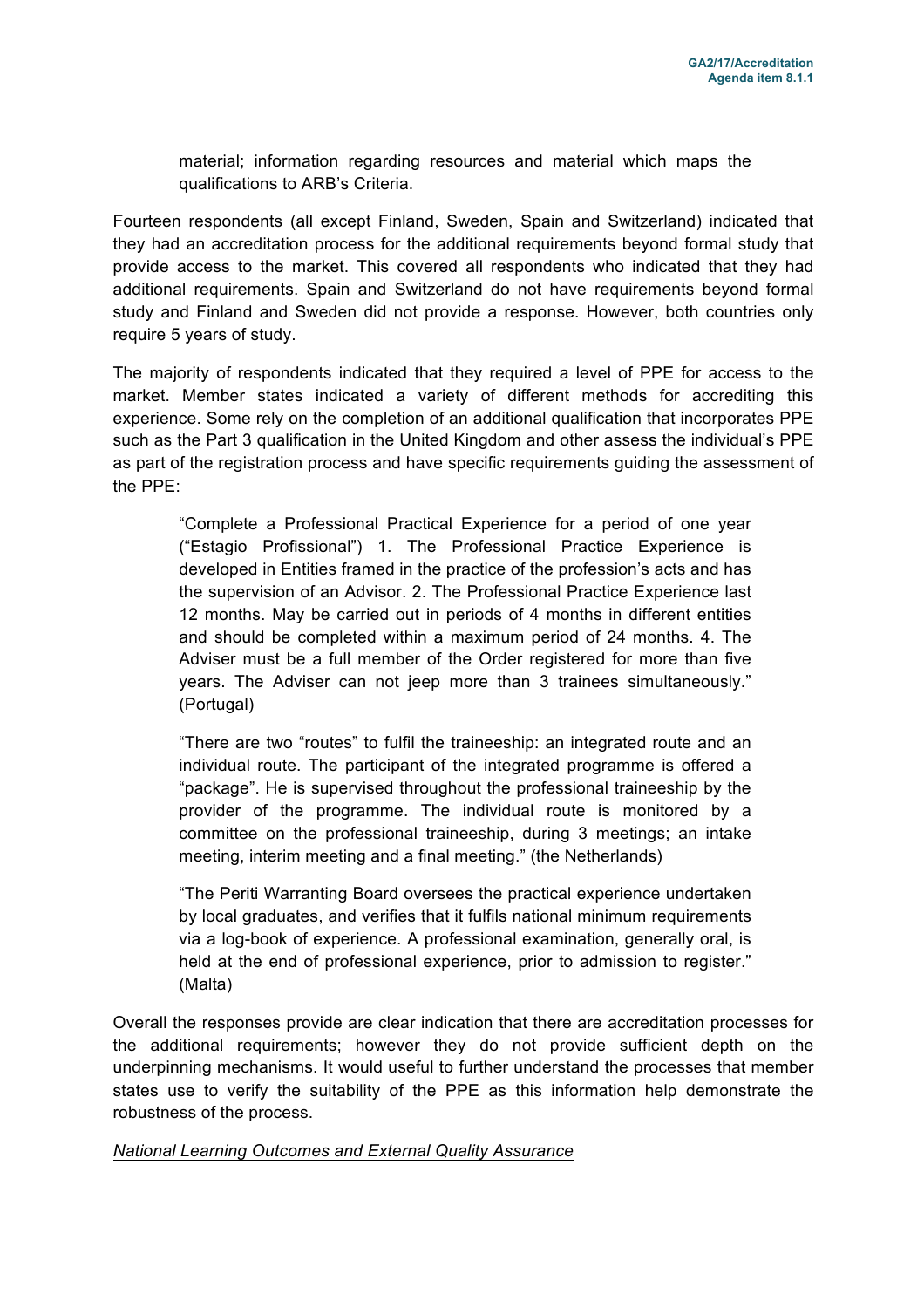material; information regarding resources and material which maps the qualifications to ARB's Criteria.

Fourteen respondents (all except Finland, Sweden, Spain and Switzerland) indicated that they had an accreditation process for the additional requirements beyond formal study that provide access to the market. This covered all respondents who indicated that they had additional requirements. Spain and Switzerland do not have requirements beyond formal study and Finland and Sweden did not provide a response. However, both countries only require 5 years of study.

The majority of respondents indicated that they required a level of PPE for access to the market. Member states indicated a variety of different methods for accrediting this experience. Some rely on the completion of an additional qualification that incorporates PPE such as the Part 3 qualification in the United Kingdom and other assess the individual's PPE as part of the registration process and have specific requirements guiding the assessment of the PPE:

> "Complete a Professional Practical Experience for a period of one year ("Estagio Profissional") 1. The Professional Practice Experience is developed in Entities framed in the practice of the profession's acts and has the supervision of an Advisor. 2. The Professional Practice Experience last 12 months. May be carried out in periods of 4 months in different entities and should be completed within a maximum period of 24 months. 4. The Adviser must be a full member of the Order registered for more than five years. The Adviser can not jeep more than 3 trainees simultaneously." (Portugal)

> "There are two "routes" to fulfil the traineeship: an integrated route and an individual route. The participant of the integrated programme is offered a "package". He is supervised throughout the professional traineeship by the provider of the programme. The individual route is monitored by a committee on the professional traineeship, during 3 meetings; an intake meeting, interim meeting and a final meeting." (the Netherlands)

> "The Periti Warranting Board oversees the practical experience undertaken by local graduates, and verifies that it fulfils national minimum requirements via a log-book of experience. A professional examination, generally oral, is held at the end of professional experience, prior to admission to register." (Malta)

Overall the responses provide are clear indication that there are accreditation processes for the additional requirements; however they do not provide sufficient depth on the underpinning mechanisms. It would useful to further understand the processes that member states use to verify the suitability of the PPE as this information help demonstrate the robustness of the process.

*National Learning Outcomes and External Quality Assurance*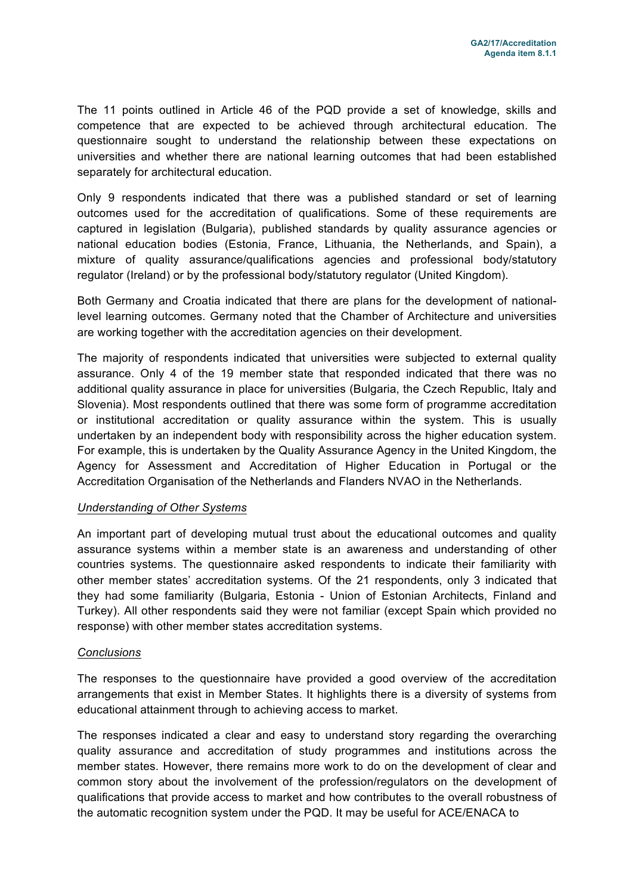The 11 points outlined in Article 46 of the PQD provide a set of knowledge, skills and competence that are expected to be achieved through architectural education. The questionnaire sought to understand the relationship between these expectations on universities and whether there are national learning outcomes that had been established separately for architectural education.

Only 9 respondents indicated that there was a published standard or set of learning outcomes used for the accreditation of qualifications. Some of these requirements are captured in legislation (Bulgaria), published standards by quality assurance agencies or national education bodies (Estonia, France, Lithuania, the Netherlands, and Spain), a mixture of quality assurance/qualifications agencies and professional body/statutory regulator (Ireland) or by the professional body/statutory regulator (United Kingdom).

Both Germany and Croatia indicated that there are plans for the development of national-level learning outcomes. Germany noted that the Chamber of Architecture and universities are working together with the accreditation agencies on their development.

The majority of respondents indicated that universities were subjected to external quality assurance. Only 4 of the 19 member state that responded indicated that there was no additional quality assurance in place for universities (Bulgaria, the Czech Republic, Italy and Slovenia). Most respondents outlined that there was some form of programme accreditation or institutional accreditation or quality assurance within the system. This is usually undertaken by an independent body with responsibility across the higher education system. For example, this is undertaken by the Quality Assurance Agency in the United Kingdom, the Agency for Assessment and Accreditation of Higher Education in Portugal or the Accreditation Organisation of the Netherlands and Flanders NVAO in the Netherlands.

_Understanding of Other Systems_

An important part of developing mutual trust about the educational outcomes and quality assurance systems within a member state is an awareness and understanding of other countries systems. The questionnaire asked respondents to indicate their familiarity with other member states' accreditation systems. Of the 21 respondents, only 3 indicated that they had some familiarity (Bulgaria, Estonia - Union of Estonian Architects, Finland and Turkey). All other respondents said they were not familiar (except Spain which provided no response) with other member states accreditation systems.

_Conclusions_

The responses to the questionnaire have provided a good overview of the accreditation arrangements that exist in Member States. It highlights there is a diversity of systems from educational attainment through to achieving access to market.

The responses indicated a clear and easy to understand story regarding the overarching quality assurance and accreditation of study programmes and institutions across the member states. However, there remains more work to do on the development of clear and common story about the involvement of the profession/regulators on the development of qualifications that provide access to market and how contributes to the overall robustness of the automatic recognition system under the PQD. It may be useful for ACE/ENACA to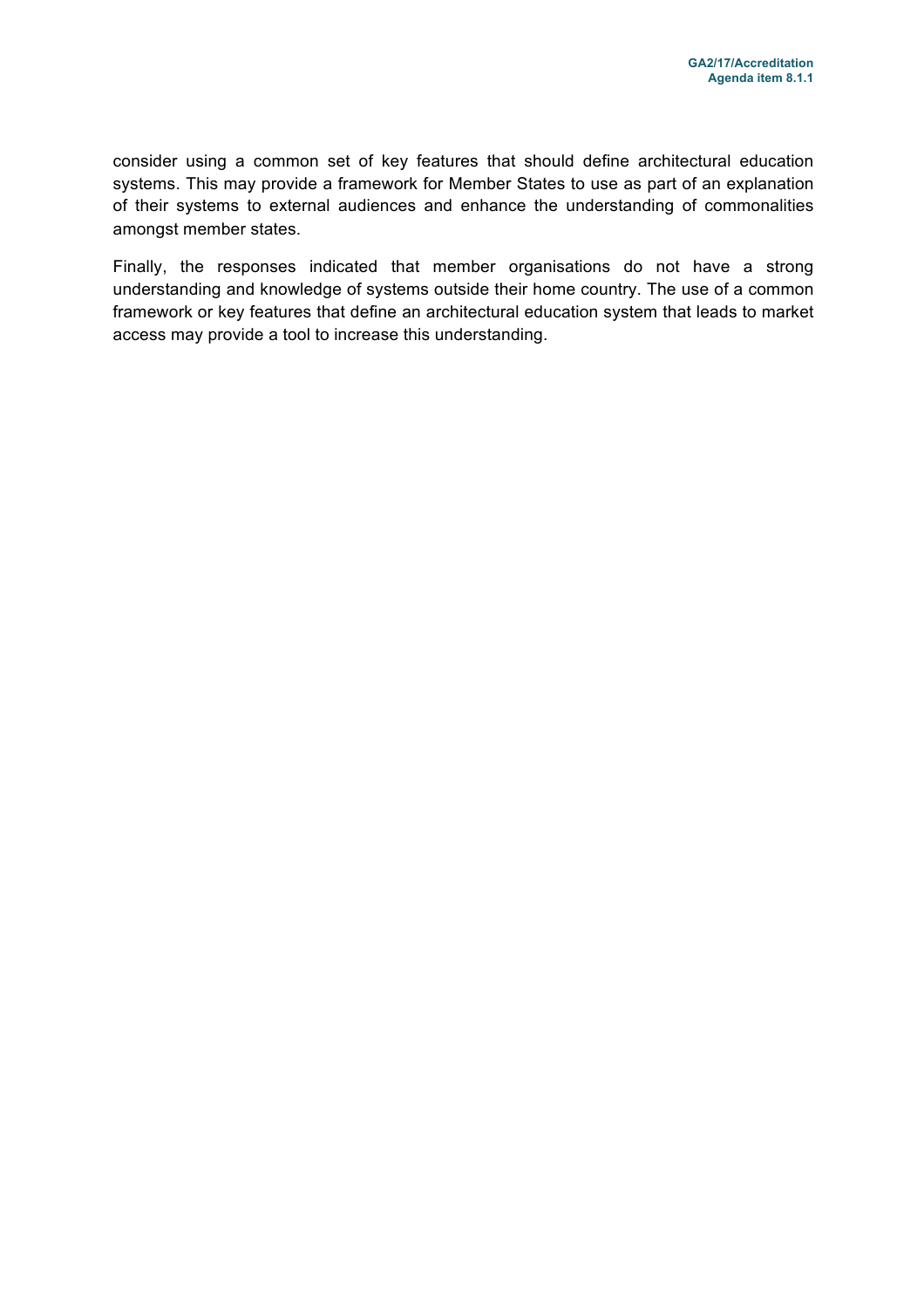consider using a common set of key features that should define architectural education systems. This may provide a framework for Member States to use as part of an explanation of their systems to external audiences and enhance the understanding of commonalities amongst member states.

Finally, the responses indicated that member organisations do not have a strong understanding and knowledge of systems outside their home country. The use of a common framework or key features that define an architectural education system that leads to market access may provide a tool to increase this understanding.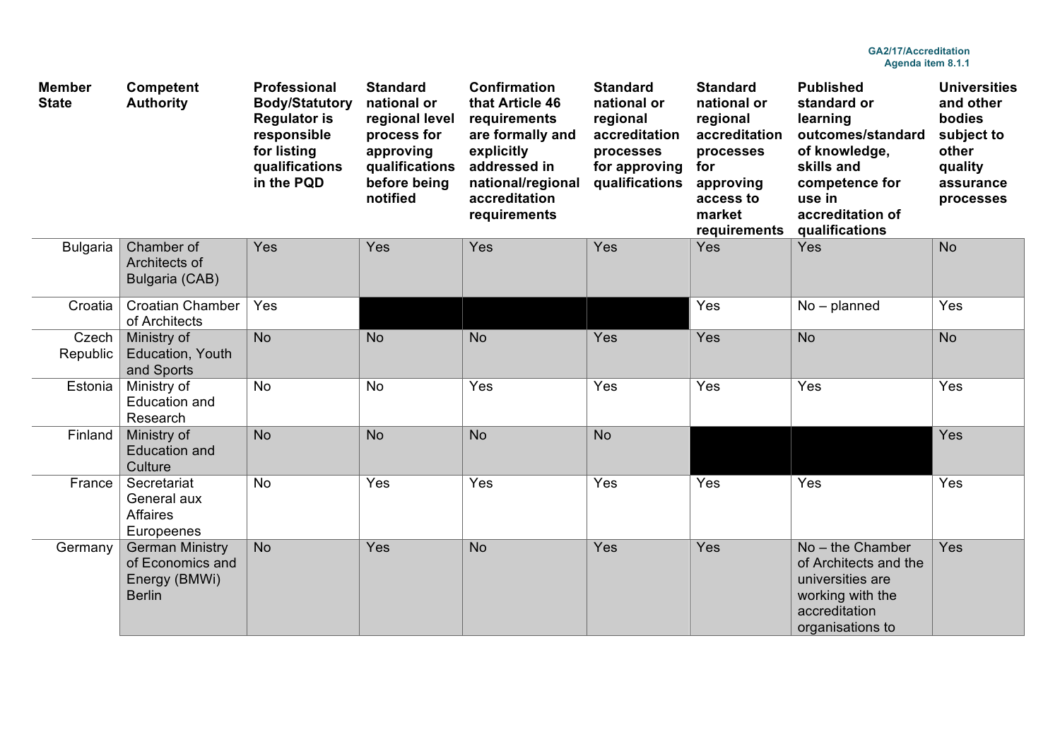| Member State | Competent Authority | Professional Body/Statutory Regulator is responsible for listing qualifications in the PQD | Standard national or regional level process for approving qualifications before being notified | Confirmation that Article 46 requirements are formally and explicitly addressed in national/regional accreditation requirements | Standard national or regional accreditation processes for approving qualifications | Standard national or regional accreditation processes for approving access to market requirements | Published standard or learning outcomes/standard of knowledge, skills and competence for use in accreditation of qualifications | Universities and other bodies subject to other quality assurance processes |
|---|---|---|---|---|---|---|---|---|
| Bulgaria | Chamber of Architects of Bulgaria (CAB) | Yes | Yes | Yes | Yes | Yes | Yes | No |
| Croatia | Croatian Chamber of Architects | Yes | | | | Yes | No – planned | Yes |
| Czech Republic | Ministry of Education, Youth and Sports | No | No | No | Yes | Yes | No | No |
| Estonia | Ministry of Education and Research | No | No | Yes | Yes | Yes | Yes | Yes |
| Finland | Ministry of Education and Culture | No | No | No | No | | | Yes |
| France | Secretariat General aux Affaires Europeenes | No | Yes | Yes | Yes | Yes | Yes | Yes |
| Germany | German Ministry of Economics and Energy (BMWi) Berlin | No | Yes | No | Yes | Yes | No – the Chamber of Architects and the universities are working with the accreditation organisations to | Yes |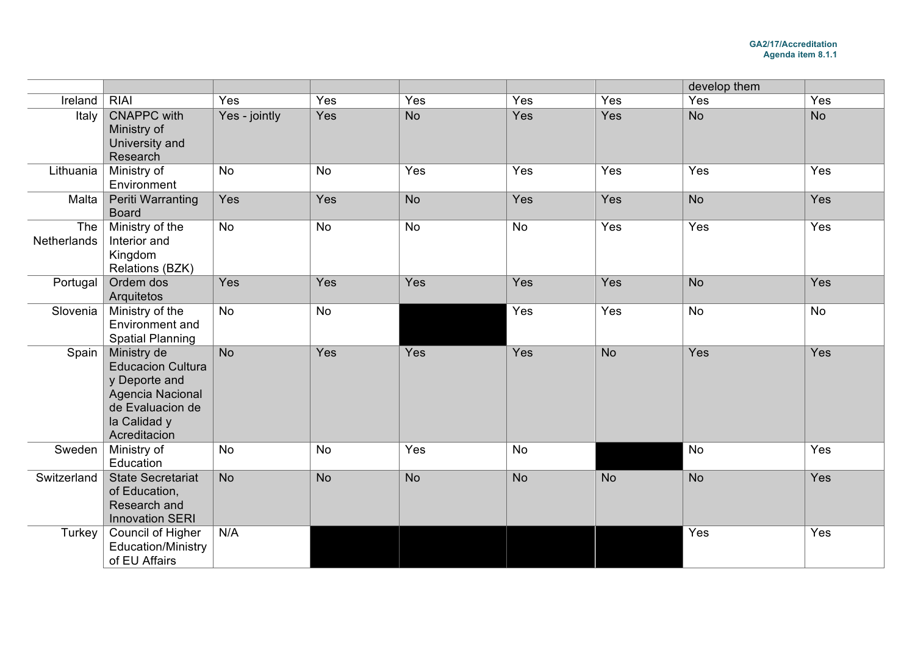| | | | | | | | develop them | |
|---|---|---|---|---|---|---|---|---|
| Ireland | RIAI | Yes | Yes | Yes | Yes | Yes | Yes | Yes |
| Italy | CNAPPC with Ministry of University and Research | Yes - jointly | Yes | No | Yes | Yes | No | No |
| Lithuania | Ministry of Environment | No | No | Yes | Yes | Yes | Yes | Yes |
| Malta | Periti Warranting Board | Yes | Yes | No | Yes | Yes | No | Yes |
| The Netherlands | Ministry of the Interior and Kingdom Relations (BZK) | No | No | No | No | Yes | Yes | Yes |
| Portugal | Ordem dos Arquitetos | Yes | Yes | Yes | Yes | Yes | No | Yes |
| Slovenia | Ministry of the Environment and Spatial Planning | No | No | | Yes | Yes | No | No |
| Spain | Ministry de Educacion Cultura y Deporte and Agencia Nacional de Evaluacion de la Calidad y Acreditacion | No | Yes | Yes | Yes | No | Yes | Yes |
| Sweden | Ministry of Education | No | No | Yes | No | | No | Yes |
| Switzerland | State Secretariat of Education, Research and Innovation SERI | No | No | No | No | No | No | Yes |
| Turkey | Council of Higher Education/Ministry of EU Affairs | N/A | | | | | Yes | Yes |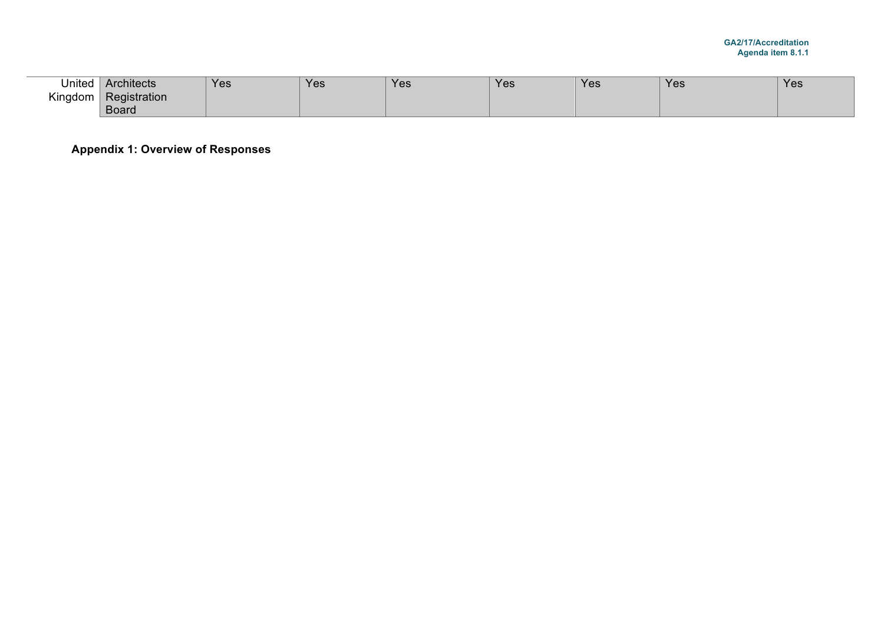| United Kingdom | Architects Registration Board | Yes | Yes | Yes | Yes | Yes | Yes | Yes |
|---|---|---|---|---|---|---|---|---|

**Appendix 1: Overview of Responses**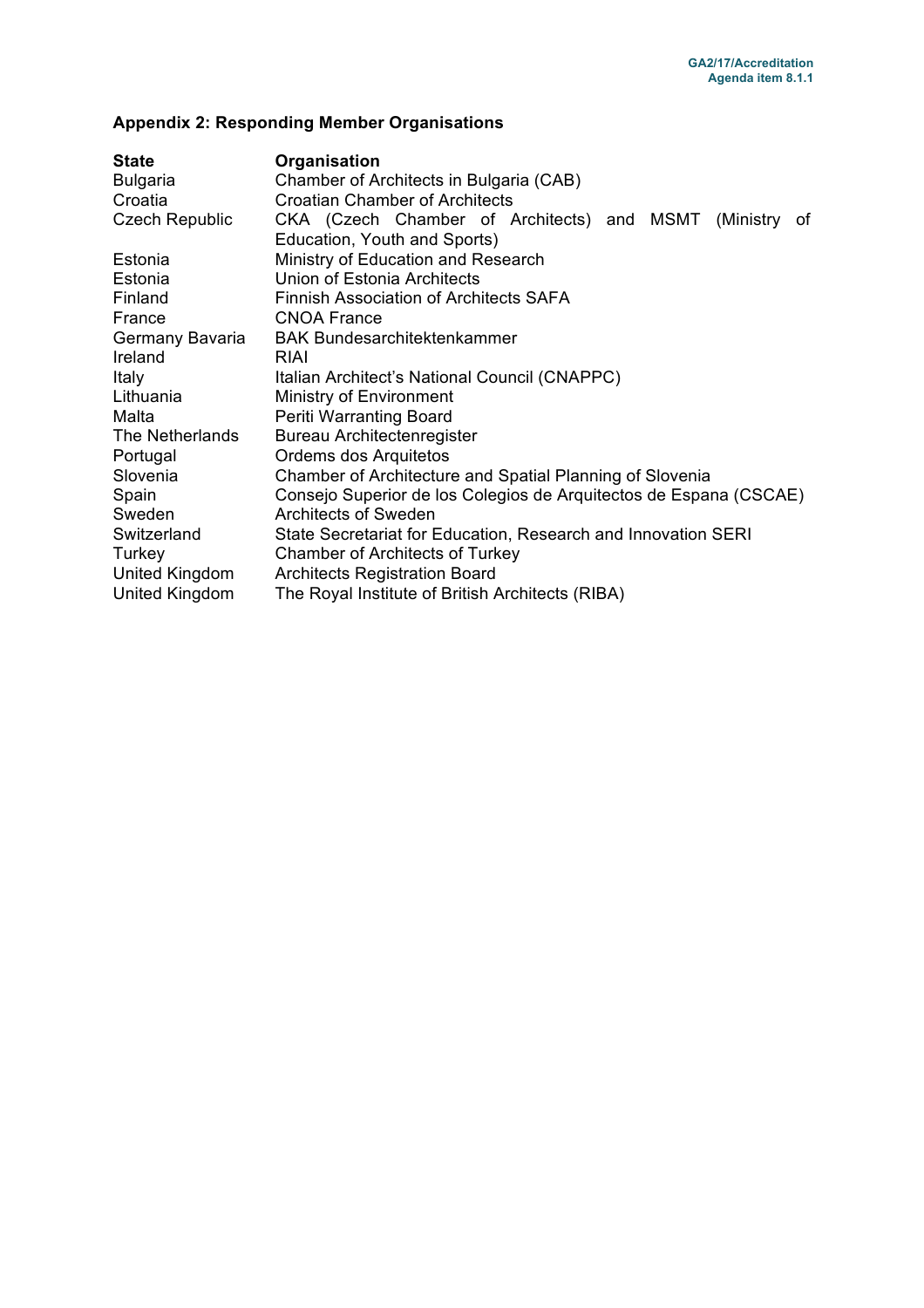## Appendix 2: Responding Member Organisations

| State | Organisation |
|---|---|
| Bulgaria | Chamber of Architects in Bulgaria (CAB) |
| Croatia | Croatian Chamber of Architects |
| Czech Republic | CKA (Czech Chamber of Architects) and MSMT (Ministry of Education, Youth and Sports) |
| Estonia | Ministry of Education and Research |
| Estonia | Union of Estonia Architects |
| Finland | Finnish Association of Architects SAFA |
| France | CNOA France |
| Germany Bavaria | BAK Bundesarchitektenkammer |
| Ireland | RIAI |
| Italy | Italian Architect's National Council (CNAPPC) |
| Lithuania | Ministry of Environment |
| Malta | Periti Warranting Board |
| The Netherlands | Bureau Architectenregister |
| Portugal | Ordems dos Arquitetos |
| Slovenia | Chamber of Architecture and Spatial Planning of Slovenia |
| Spain | Consejo Superior de los Colegios de Arquitectos de Espana (CSCAE) |
| Sweden | Architects of Sweden |
| Switzerland | State Secretariat for Education, Research and Innovation SERI |
| Turkey | Chamber of Architects of Turkey |
| United Kingdom | Architects Registration Board |
| United Kingdom | The Royal Institute of British Architects (RIBA) |